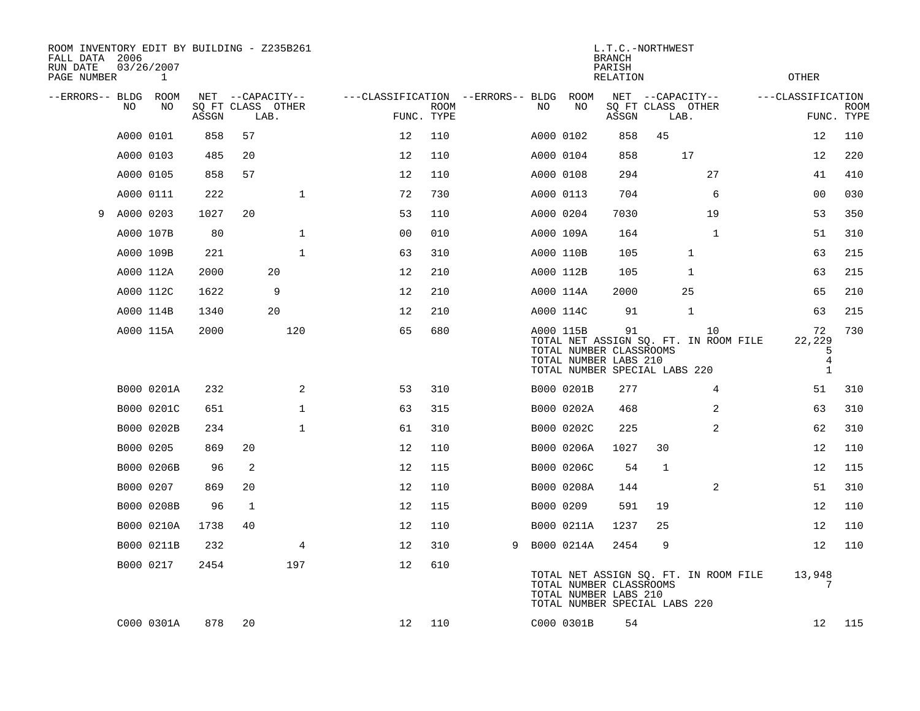ROOM INVENTORY EDIT BY BUILDING - Z235B261
FALL DATA 2006
RUN DATE 03/26/2007

L.T.C.-NORTHWEST
BRANCH
PARISH
RELATION
OTHER

| --ERRORS-- | BLDG NO | ROOM NO | NET SQ FT ASSGN | CAPACITY CLASS | CAPACITY LAB. | CAPACITY OTHER | CLASSIFICATION FUNC. | ROOM TYPE | --ERRORS-- | BLDG NO | ROOM NO | NET SQ FT ASSGN | CAPACITY CLASS | CAPACITY LAB. | CAPACITY OTHER | CLASSIFICATION FUNC. | ROOM TYPE |
|---|---|---|---|---|---|---|---|---|---|---|---|---|---|---|---|---|---|
| | A000 | 0101 | 858 | 57 | | | 12 | 110 | | A000 | 0102 | 858 | 45 | | | 12 | 110 |
| | A000 | 0103 | 485 | 20 | | | 12 | 110 | | A000 | 0104 | 858 | | 17 | | 12 | 220 |
| | A000 | 0105 | 858 | 57 | | | 12 | 110 | | A000 | 0108 | 294 | | | 27 | 41 | 410 |
| | A000 | 0111 | 222 | | | 1 | 72 | 730 | | A000 | 0113 | 704 | | | 6 | 00 | 030 |
| 9 | A000 | 0203 | 1027 | 20 | | | 53 | 110 | | A000 | 0204 | 7030 | | | 19 | 53 | 350 |
| | A000 | 107B | 80 | | | 1 | 00 | 010 | | A000 | 109A | 164 | | | 1 | 51 | 310 |
| | A000 | 109B | 221 | | | 1 | 63 | 310 | | A000 | 110B | 105 | | 1 | | 63 | 215 |
| | A000 | 112A | 2000 | | 20 | | 12 | 210 | | A000 | 112B | 105 | | 1 | | 63 | 215 |
| | A000 | 112C | 1622 | | 9 | | 12 | 210 | | A000 | 114A | 2000 | | 25 | | 65 | 210 |
| | A000 | 114B | 1340 | | 20 | | 12 | 210 | | A000 | 114C | 91 | | 1 | | 63 | 215 |
| | A000 | 115A | 2000 | | | 120 | 65 | 680 | | A000 | 115B | 91 | | | 10 | 72 | 730 |

TOTAL NET ASSIGN SQ. FT. IN ROOM FILE 22,229
TOTAL NUMBER CLASSROOMS 5
TOTAL NUMBER LABS 210 4
TOTAL NUMBER SPECIAL LABS 220 1

| --ERRORS-- | BLDG NO | ROOM NO | NET SQ FT ASSGN | CAPACITY CLASS | CAPACITY LAB. | CAPACITY OTHER | CLASSIFICATION FUNC. | ROOM TYPE | --ERRORS-- | BLDG NO | ROOM NO | NET SQ FT ASSGN | CAPACITY CLASS | CAPACITY LAB. | CAPACITY OTHER | CLASSIFICATION FUNC. | ROOM TYPE |
|---|---|---|---|---|---|---|---|---|---|---|---|---|---|---|---|---|---|
| | B000 | 0201A | 232 | | | 2 | 53 | 310 | | B000 | 0201B | 277 | | | 4 | 51 | 310 |
| | B000 | 0201C | 651 | | | 1 | 63 | 315 | | B000 | 0202A | 468 | | | 2 | 63 | 310 |
| | B000 | 0202B | 234 | | | 1 | 61 | 310 | | B000 | 0202C | 225 | | | 2 | 62 | 310 |
| | B000 | 0205 | 869 | 20 | | | 12 | 110 | | B000 | 0206A | 1027 | 30 | | | 12 | 110 |
| | B000 | 0206B | 96 | 2 | | | 12 | 115 | | B000 | 0206C | 54 | 1 | | | 12 | 115 |
| | B000 | 0207 | 869 | 20 | | | 12 | 110 | | B000 | 0208A | 144 | | | 2 | 51 | 310 |
| | B000 | 0208B | 96 | 1 | | | 12 | 115 | | B000 | 0209 | 591 | 19 | | | 12 | 110 |
| | B000 | 0210A | 1738 | 40 | | | 12 | 110 | | B000 | 0211A | 1237 | 25 | | | 12 | 110 |
| | B000 | 0211B | 232 | | | 4 | 12 | 310 | 9 | B000 | 0214A | 2454 | 9 | | | 12 | 110 |
| | B000 | 0217 | 2454 | | | 197 | 12 | 610 | | | | | | | | | |

TOTAL NET ASSIGN SQ. FT. IN ROOM FILE 13,948
TOTAL NUMBER CLASSROOMS 7
TOTAL NUMBER LABS 210
TOTAL NUMBER SPECIAL LABS 220

| --ERRORS-- | BLDG NO | ROOM NO | NET SQ FT ASSGN | CAPACITY CLASS | CAPACITY LAB. | CAPACITY OTHER | CLASSIFICATION FUNC. | ROOM TYPE | --ERRORS-- | BLDG NO | ROOM NO | NET SQ FT ASSGN | CAPACITY CLASS | CAPACITY LAB. | CAPACITY OTHER | CLASSIFICATION FUNC. | ROOM TYPE |
|---|---|---|---|---|---|---|---|---|---|---|---|---|---|---|---|---|---|
| | C000 | 0301A | 878 | 20 | | | 12 | 110 | | C000 | 0301B | 54 | | | | 12 | 115 |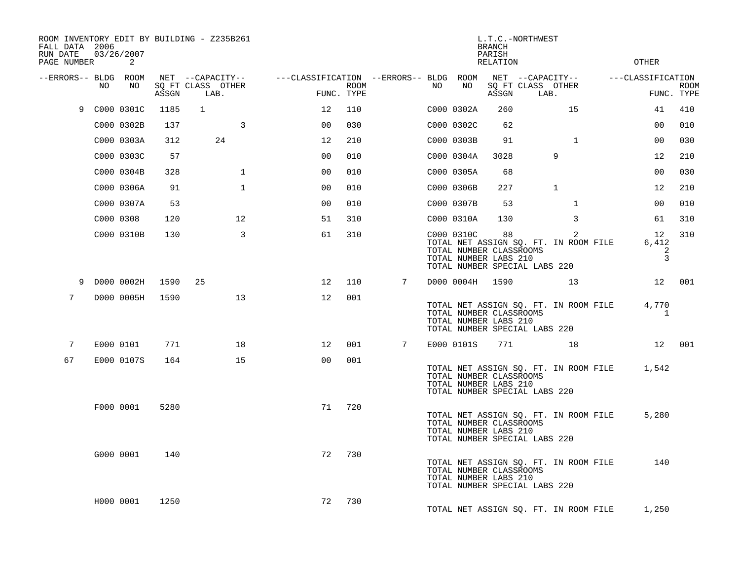ROOM INVENTORY EDIT BY BUILDING - Z235B261
FALL DATA 2006
RUN DATE 03/26/2007
PAGE NUMBER 2

L.T.C.-NORTHWEST
BRANCH
PARISH
RELATION
OTHER

| --ERRORS-- | BLDG NO | ROOM NO | NET SQ FT ASSGN | CAPACITY CLASS | CAPACITY LAB. | CAPACITY OTHER | CLASSIFICATION FUNC. | ROOM TYPE | --ERRORS-- | BLDG NO | ROOM NO | NET SQ FT ASSGN | CAPACITY CLASS | CAPACITY LAB. | CAPACITY OTHER | CLASSIFICATION FUNC. | ROOM TYPE |
|---|---|---|---|---|---|---|---|---|---|---|---|---|---|---|---|---|---|
| 9 | C000 | 0301C | 1185 | 1 | | | 12 | 110 | | C000 | 0302A | 260 | | | 15 | 41 | 410 |
| | C000 | 0302B | 137 | | | 3 | 00 | 030 | | C000 | 0302C | 62 | | | | 00 | 010 |
| | C000 | 0303A | 312 | | 24 | | 12 | 210 | | C000 | 0303B | 91 | | | 1 | 00 | 030 |
| | C000 | 0303C | 57 | | | | 00 | 010 | | C000 | 0304A | 3028 | | 9 | | 12 | 210 |
| | C000 | 0304B | 328 | | | 1 | 00 | 010 | | C000 | 0305A | 68 | | | | 00 | 030 |
| | C000 | 0306A | 91 | | | 1 | 00 | 010 | | C000 | 0306B | 227 | | 1 | | 12 | 210 |
| | C000 | 0307A | 53 | | | | 00 | 010 | | C000 | 0307B | 53 | | | 1 | 00 | 010 |
| | C000 | 0308 | 120 | | | 12 | 51 | 310 | | C000 | 0310A | 130 | | | 3 | 61 | 310 |
| | C000 | 0310B | 130 | | | 3 | 61 | 310 | | C000 | 0310C | 88 | | | 2 | 12 | 310 |

TOTAL NET ASSIGN SQ. FT. IN ROOM FILE 6,412
TOTAL NUMBER CLASSROOMS 2
TOTAL NUMBER LABS 210 3
TOTAL NUMBER SPECIAL LABS 220

| --ERRORS-- | BLDG NO | ROOM NO | NET SQ FT ASSGN | CAPACITY CLASS | CAPACITY LAB. | CAPACITY OTHER | CLASSIFICATION FUNC. | ROOM TYPE | --ERRORS-- | BLDG NO | ROOM NO | NET SQ FT ASSGN | CAPACITY CLASS | CAPACITY LAB. | CAPACITY OTHER | CLASSIFICATION FUNC. | ROOM TYPE |
|---|---|---|---|---|---|---|---|---|---|---|---|---|---|---|---|---|---|
| 9 | D000 | 0002H | 1590 | 25 | | | 12 | 110 | 7 | D000 | 0004H | 1590 | | | 13 | 12 | 001 |
| 7 | D000 | 0005H | 1590 | | | 13 | 12 | 001 | | | | | | | | | |

TOTAL NET ASSIGN SQ. FT. IN ROOM FILE 4,770
TOTAL NUMBER CLASSROOMS 1
TOTAL NUMBER LABS 210
TOTAL NUMBER SPECIAL LABS 220

| --ERRORS-- | BLDG NO | ROOM NO | NET SQ FT ASSGN | CAPACITY CLASS | CAPACITY LAB. | CAPACITY OTHER | CLASSIFICATION FUNC. | ROOM TYPE | --ERRORS-- | BLDG NO | ROOM NO | NET SQ FT ASSGN | CAPACITY CLASS | CAPACITY LAB. | CAPACITY OTHER | CLASSIFICATION FUNC. | ROOM TYPE |
|---|---|---|---|---|---|---|---|---|---|---|---|---|---|---|---|---|---|
| 7 | E000 | 0101 | 771 | | | 18 | 12 | 001 | 7 | E000 | 0101S | 771 | | | 18 | 12 | 001 |
| 67 | E000 | 0107S | 164 | | | 15 | 00 | 001 | | | | | | | | | |

TOTAL NET ASSIGN SQ. FT. IN ROOM FILE 1,542
TOTAL NUMBER CLASSROOMS
TOTAL NUMBER LABS 210
TOTAL NUMBER SPECIAL LABS 220

| --ERRORS-- | BLDG NO | ROOM NO | NET SQ FT ASSGN | CAPACITY CLASS | CAPACITY LAB. | CAPACITY OTHER | CLASSIFICATION FUNC. | ROOM TYPE |
|---|---|---|---|---|---|---|---|---|
| | F000 | 0001 | 5280 | | | | 71 | 720 |

TOTAL NET ASSIGN SQ. FT. IN ROOM FILE 5,280
TOTAL NUMBER CLASSROOMS
TOTAL NUMBER LABS 210
TOTAL NUMBER SPECIAL LABS 220

| --ERRORS-- | BLDG NO | ROOM NO | NET SQ FT ASSGN | CAPACITY CLASS | CAPACITY LAB. | CAPACITY OTHER | CLASSIFICATION FUNC. | ROOM TYPE |
|---|---|---|---|---|---|---|---|---|
| | G000 | 0001 | 140 | | | | 72 | 730 |

TOTAL NET ASSIGN SQ. FT. IN ROOM FILE 140
TOTAL NUMBER CLASSROOMS
TOTAL NUMBER LABS 210
TOTAL NUMBER SPECIAL LABS 220

| --ERRORS-- | BLDG NO | ROOM NO | NET SQ FT ASSGN | CAPACITY CLASS | CAPACITY LAB. | CAPACITY OTHER | CLASSIFICATION FUNC. | ROOM TYPE |
|---|---|---|---|---|---|---|---|---|
| | H000 | 0001 | 1250 | | | | 72 | 730 |

TOTAL NET ASSIGN SQ. FT. IN ROOM FILE 1,250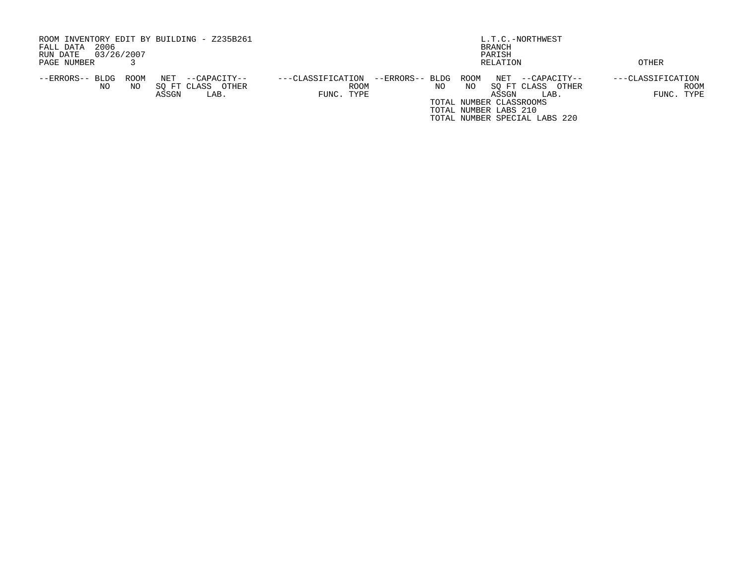ROOM INVENTORY EDIT BY BUILDING - Z235B261
FALL DATA 2006
RUN DATE 03/26/2007
PAGE NUMBER 3

L.T.C.-NORTHWEST
BRANCH
PARISH
RELATION

OTHER

| --ERRORS-- | BLDG NO | ROOM NO | NET SQ FT ASSGN | --CAPACITY-- CLASS | OTHER LAB. | ---CLASSIFICATION FUNC. | ROOM TYPE | --ERRORS-- | BLDG NO | ROOM NO | NET SQ FT ASSGN | --CAPACITY-- CLASS | OTHER LAB. | ---CLASSIFICATION FUNC. | ROOM TYPE |
|---|---|---|---|---|---|---|---|---|---|---|---|---|---|---|---|

TOTAL NUMBER CLASSROOMS
TOTAL NUMBER LABS 210
TOTAL NUMBER SPECIAL LABS 220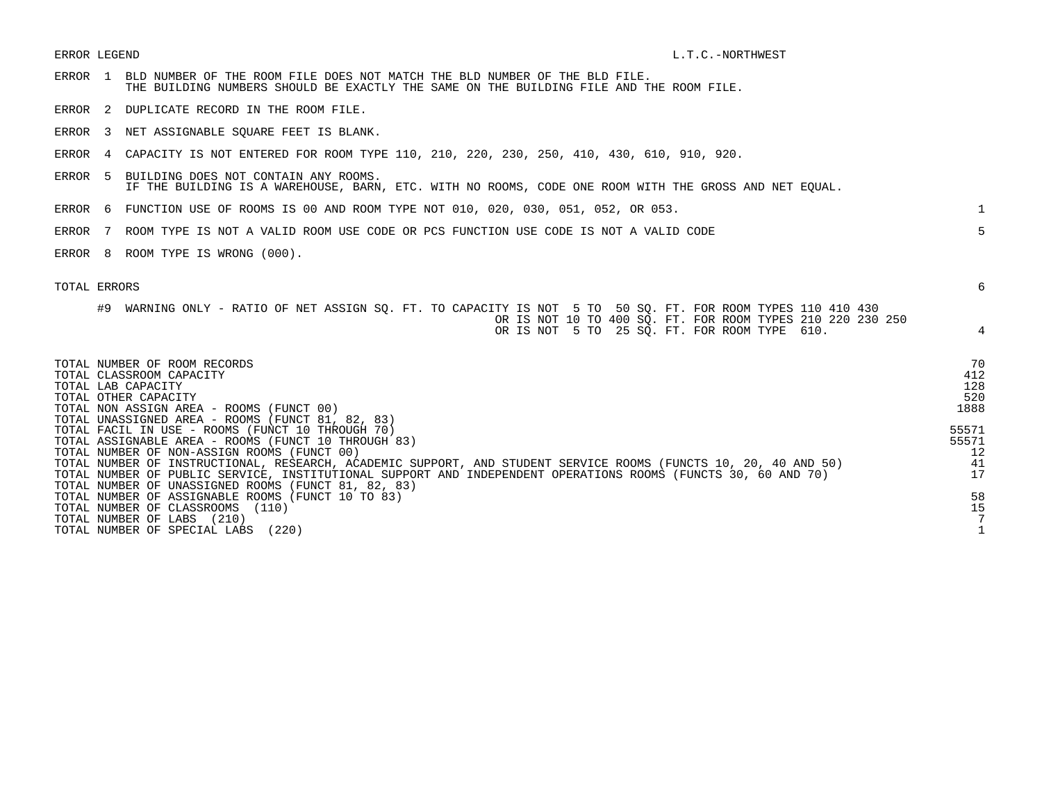ERROR LEGEND

L.T.C.-NORTHWEST

| | | |
|---|---|---|
| ERROR 1 | BLD NUMBER OF THE ROOM FILE DOES NOT MATCH THE BLD NUMBER OF THE BLD FILE. THE BUILDING NUMBERS SHOULD BE EXACTLY THE SAME ON THE BUILDING FILE AND THE ROOM FILE. | |
| ERROR 2 | DUPLICATE RECORD IN THE ROOM FILE. | |
| ERROR 3 | NET ASSIGNABLE SQUARE FEET IS BLANK. | |
| ERROR 4 | CAPACITY IS NOT ENTERED FOR ROOM TYPE 110, 210, 220, 230, 250, 410, 430, 610, 910, 920. | |
| ERROR 5 | BUILDING DOES NOT CONTAIN ANY ROOMS. IF THE BUILDING IS A WAREHOUSE, BARN, ETC. WITH NO ROOMS, CODE ONE ROOM WITH THE GROSS AND NET EQUAL. | |
| ERROR 6 | FUNCTION USE OF ROOMS IS 00 AND ROOM TYPE NOT 010, 020, 030, 051, 052, OR 053. | 1 |
| ERROR 7 | ROOM TYPE IS NOT A VALID ROOM USE CODE OR PCS FUNCTION USE CODE IS NOT A VALID CODE | 5 |
| ERROR 8 | ROOM TYPE IS WRONG (000). | |
| TOTAL ERRORS | | 6 |
| #9 | WARNING ONLY - RATIO OF NET ASSIGN SQ. FT. TO CAPACITY IS NOT 5 TO 50 SQ. FT. FOR ROOM TYPES 110 410 430 OR IS NOT 10 TO 400 SQ. FT. FOR ROOM TYPES 210 220 230 250 OR IS NOT 5 TO 25 SQ. FT. FOR ROOM TYPE 610. | 4 |

| | |
|---|---|
| TOTAL NUMBER OF ROOM RECORDS | 70 |
| TOTAL CLASSROOM CAPACITY | 412 |
| TOTAL LAB CAPACITY | 128 |
| TOTAL OTHER CAPACITY | 520 |
| TOTAL NON ASSIGN AREA - ROOMS (FUNCT 00) | 1888 |
| TOTAL UNASSIGNED AREA - ROOMS (FUNCT 81, 82, 83) | |
| TOTAL FACIL IN USE - ROOMS (FUNCT 10 THROUGH 70) | 55571 |
| TOTAL ASSIGNABLE AREA - ROOMS (FUNCT 10 THROUGH 83) | 55571 |
| TOTAL NUMBER OF NON-ASSIGN ROOMS (FUNCT 00) | 12 |
| TOTAL NUMBER OF INSTRUCTIONAL, RESEARCH, ACADEMIC SUPPORT, AND STUDENT SERVICE ROOMS (FUNCTS 10, 20, 40 AND 50) | 41 |
| TOTAL NUMBER OF PUBLIC SERVICE, INSTITUTIONAL SUPPORT AND INDEPENDENT OPERATIONS ROOMS (FUNCTS 30, 60 AND 70) | 17 |
| TOTAL NUMBER OF UNASSIGNED ROOMS (FUNCT 81, 82, 83) | |
| TOTAL NUMBER OF ASSIGNABLE ROOMS (FUNCT 10 TO 83) | 58 |
| TOTAL NUMBER OF CLASSROOMS (110) | 15 |
| TOTAL NUMBER OF LABS (210) | 7 |
| TOTAL NUMBER OF SPECIAL LABS (220) | 1 |